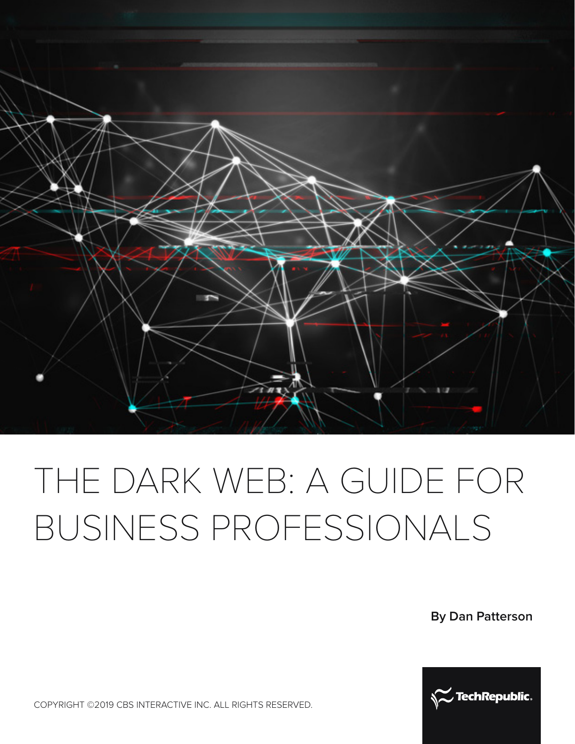# THE DARK WEB: A GUIDE FOR BUSINESS PROFESSIONALS

**By Dan Patterson**

COPYRIGHT ©2019 CBS INTERACTIVE INC. ALL RIGHTS RESERVED.

TechRepublic.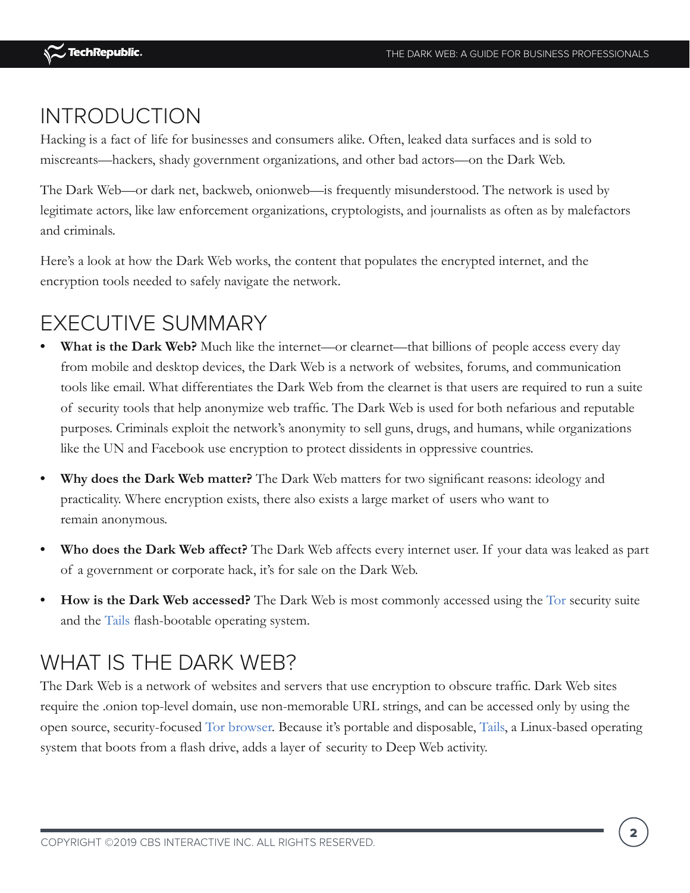## INTRODUCTION

Hacking is a fact of life for businesses and consumers alike. Often, leaked data surfaces and is sold to miscreants—hackers, shady government organizations, and other bad actors—on the Dark Web.

The Dark Web—or dark net, backweb, onionweb—is frequently misunderstood. The network is used by legitimate actors, like law enforcement organizations, cryptologists, and journalists as often as by malefactors and criminals.

Here's a look at how the Dark Web works, the content that populates the encrypted internet, and the encryption tools needed to safely navigate the network.

## EXECUTIVE SUMMARY

- **What is the Dark Web?** Much like the internet—or clearnet—that billions of people access every day from mobile and desktop devices, the Dark Web is a network of websites, forums, and communication tools like email. What differentiates the Dark Web from the clearnet is that users are required to run a suite of security tools that help anonymize web traffic. The Dark Web is used for both nefarious and reputable purposes. Criminals exploit the network's anonymity to sell guns, drugs, and humans, while organizations like the UN and Facebook use encryption to protect dissidents in oppressive countries.

- **Why does the Dark Web matter?** The Dark Web matters for two significant reasons: ideology and practicality. Where encryption exists, there also exists a large market of users who want to remain anonymous.

- **Who does the Dark Web affect?** The Dark Web affects every internet user. If your data was leaked as part of a government or corporate hack, it's for sale on the Dark Web.

- **How is the Dark Web accessed?** The Dark Web is most commonly accessed using the Tor security suite and the Tails flash-bootable operating system.

## WHAT IS THE DARK WEB?

The Dark Web is a network of websites and servers that use encryption to obscure traffic. Dark Web sites require the .onion top-level domain, use non-memorable URL strings, and can be accessed only by using the open source, security-focused Tor browser. Because it's portable and disposable, Tails, a Linux-based operating system that boots from a flash drive, adds a layer of security to Deep Web activity.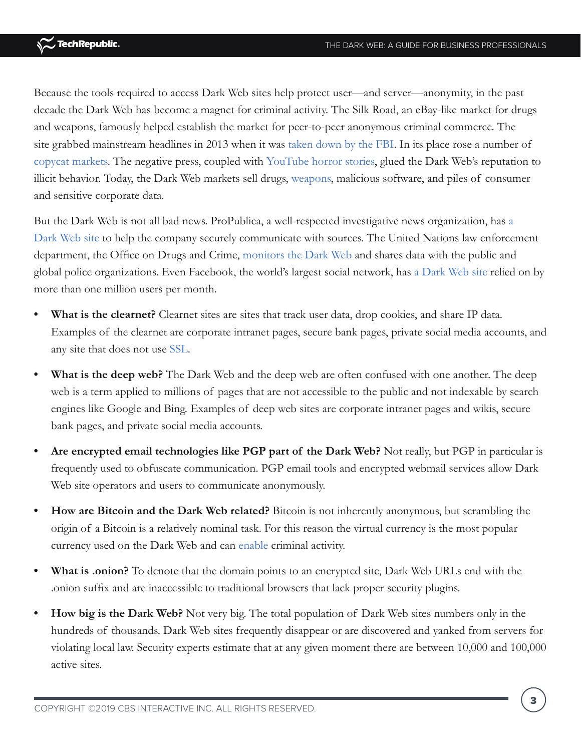Because the tools required to access Dark Web sites help protect user—and server—anonymity, in the past decade the Dark Web has become a magnet for criminal activity. The Silk Road, an eBay-like market for drugs and weapons, famously helped establish the market for peer-to-peer anonymous criminal commerce. The site grabbed mainstream headlines in 2013 when it was taken down by the FBI. In its place rose a number of copycat markets. The negative press, coupled with YouTube horror stories, glued the Dark Web's reputation to illicit behavior. Today, the Dark Web markets sell drugs, weapons, malicious software, and piles of consumer and sensitive corporate data.

But the Dark Web is not all bad news. ProPublica, a well-respected investigative news organization, has a Dark Web site to help the company securely communicate with sources. The United Nations law enforcement department, the Office on Drugs and Crime, monitors the Dark Web and shares data with the public and global police organizations. Even Facebook, the world's largest social network, has a Dark Web site relied on by more than one million users per month.

- **What is the clearnet?** Clearnet sites are sites that track user data, drop cookies, and share IP data. Examples of the clearnet are corporate intranet pages, secure bank pages, private social media accounts, and any site that does not use SSL.
- **What is the deep web?** The Dark Web and the deep web are often confused with one another. The deep web is a term applied to millions of pages that are not accessible to the public and not indexable by search engines like Google and Bing. Examples of deep web sites are corporate intranet pages and wikis, secure bank pages, and private social media accounts.
- **Are encrypted email technologies like PGP part of the Dark Web?** Not really, but PGP in particular is frequently used to obfuscate communication. PGP email tools and encrypted webmail services allow Dark Web site operators and users to communicate anonymously.
- **How are Bitcoin and the Dark Web related?** Bitcoin is not inherently anonymous, but scrambling the origin of a Bitcoin is a relatively nominal task. For this reason the virtual currency is the most popular currency used on the Dark Web and can enable criminal activity.
- **What is .onion?** To denote that the domain points to an encrypted site, Dark Web URLs end with the .onion suffix and are inaccessible to traditional browsers that lack proper security plugins.
- **How big is the Dark Web?** Not very big. The total population of Dark Web sites numbers only in the hundreds of thousands. Dark Web sites frequently disappear or are discovered and yanked from servers for violating local law. Security experts estimate that at any given moment there are between 10,000 and 100,000 active sites.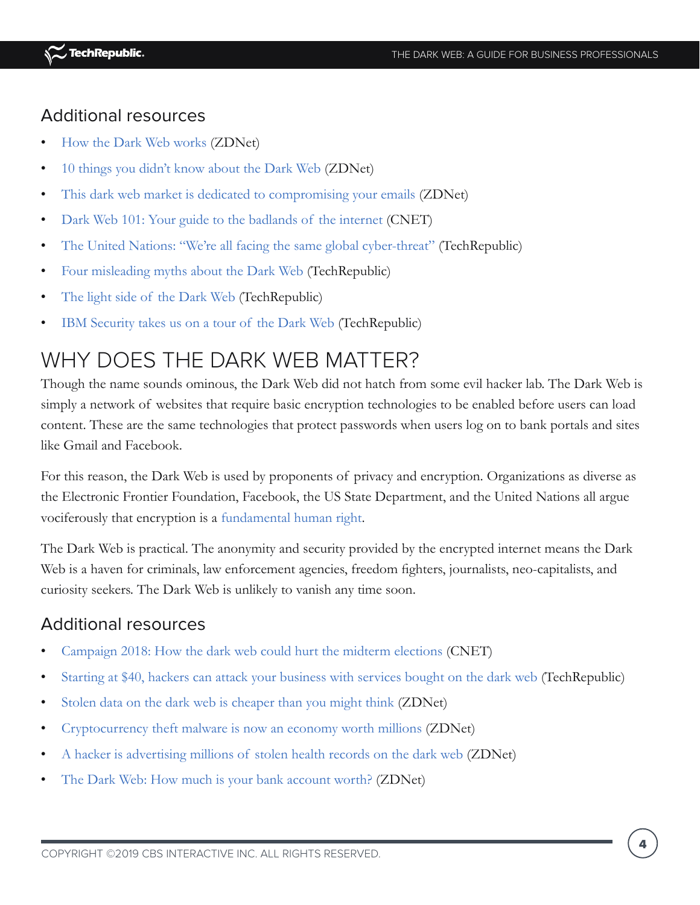## Additional resources

- How the Dark Web works (ZDNet)
- 10 things you didn't know about the Dark Web (ZDNet)
- This dark web market is dedicated to compromising your emails (ZDNet)
- Dark Web 101: Your guide to the badlands of the internet (CNET)
- The United Nations: "We're all facing the same global cyber-threat" (TechRepublic)
- Four misleading myths about the Dark Web (TechRepublic)
- The light side of the Dark Web (TechRepublic)
- IBM Security takes us on a tour of the Dark Web (TechRepublic)

# WHY DOES THE DARK WEB MATTER?

Though the name sounds ominous, the Dark Web did not hatch from some evil hacker lab. The Dark Web is simply a network of websites that require basic encryption technologies to be enabled before users can load content. These are the same technologies that protect passwords when users log on to bank portals and sites like Gmail and Facebook.

For this reason, the Dark Web is used by proponents of privacy and encryption. Organizations as diverse as the Electronic Frontier Foundation, Facebook, the US State Department, and the United Nations all argue vociferously that encryption is a fundamental human right.

The Dark Web is practical. The anonymity and security provided by the encrypted internet means the Dark Web is a haven for criminals, law enforcement agencies, freedom fighters, journalists, neo-capitalists, and curiosity seekers. The Dark Web is unlikely to vanish any time soon.

## Additional resources

- Campaign 2018: How the dark web could hurt the midterm elections (CNET)
- Starting at $40, hackers can attack your business with services bought on the dark web (TechRepublic)
- Stolen data on the dark web is cheaper than you might think (ZDNet)
- Cryptocurrency theft malware is now an economy worth millions (ZDNet)
- A hacker is advertising millions of stolen health records on the dark web (ZDNet)
- The Dark Web: How much is your bank account worth? (ZDNet)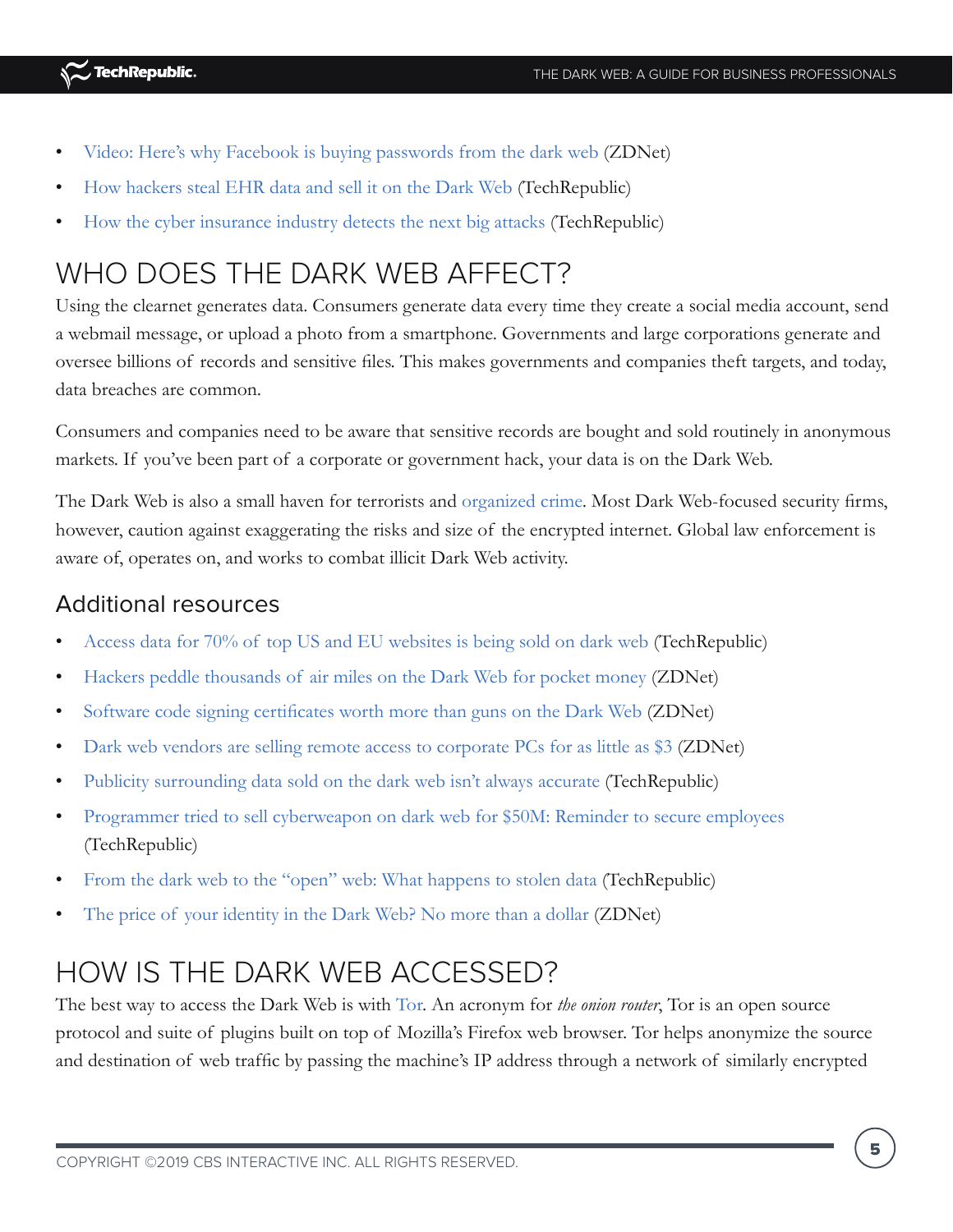- Video: Here's why Facebook is buying passwords from the dark web (ZDNet)
- How hackers steal EHR data and sell it on the Dark Web (TechRepublic)
- How the cyber insurance industry detects the next big attacks (TechRepublic)

## WHO DOES THE DARK WEB AFFECT?

Using the clearnet generates data. Consumers generate data every time they create a social media account, send a webmail message, or upload a photo from a smartphone. Governments and large corporations generate and oversee billions of records and sensitive files. This makes governments and companies theft targets, and today, data breaches are common.

Consumers and companies need to be aware that sensitive records are bought and sold routinely in anonymous markets. If you've been part of a corporate or government hack, your data is on the Dark Web.

The Dark Web is also a small haven for terrorists and organized crime. Most Dark Web-focused security firms, however, caution against exaggerating the risks and size of the encrypted internet. Global law enforcement is aware of, operates on, and works to combat illicit Dark Web activity.

### Additional resources

- Access data for 70% of top US and EU websites is being sold on dark web (TechRepublic)
- Hackers peddle thousands of air miles on the Dark Web for pocket money (ZDNet)
- Software code signing certificates worth more than guns on the Dark Web (ZDNet)
- Dark web vendors are selling remote access to corporate PCs for as little as $3 (ZDNet)
- Publicity surrounding data sold on the dark web isn't always accurate (TechRepublic)
- Programmer tried to sell cyberweapon on dark web for $50M: Reminder to secure employees (TechRepublic)
- From the dark web to the "open" web: What happens to stolen data (TechRepublic)
- The price of your identity in the Dark Web? No more than a dollar (ZDNet)

## HOW IS THE DARK WEB ACCESSED?

The best way to access the Dark Web is with Tor. An acronym for *the onion router*, Tor is an open source protocol and suite of plugins built on top of Mozilla's Firefox web browser. Tor helps anonymize the source and destination of web traffic by passing the machine's IP address through a network of similarly encrypted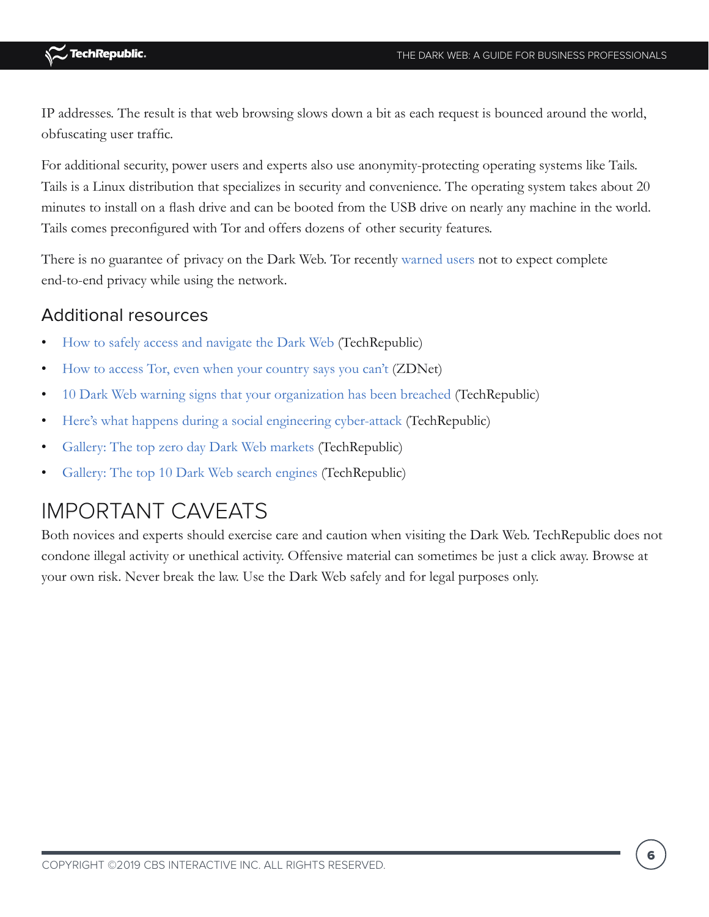IP addresses. The result is that web browsing slows down a bit as each request is bounced around the world, obfuscating user traffic.

For additional security, power users and experts also use anonymity-protecting operating systems like Tails. Tails is a Linux distribution that specializes in security and convenience. The operating system takes about 20 minutes to install on a flash drive and can be booted from the USB drive on nearly any machine in the world. Tails comes preconfigured with Tor and offers dozens of other security features.

There is no guarantee of privacy on the Dark Web. Tor recently warned users not to expect complete end-to-end privacy while using the network.

## Additional resources

- How to safely access and navigate the Dark Web (TechRepublic)
- How to access Tor, even when your country says you can't (ZDNet)
- 10 Dark Web warning signs that your organization has been breached (TechRepublic)
- Here's what happens during a social engineering cyber-attack (TechRepublic)
- Gallery: The top zero day Dark Web markets (TechRepublic)
- Gallery: The top 10 Dark Web search engines (TechRepublic)

# IMPORTANT CAVEATS

Both novices and experts should exercise care and caution when visiting the Dark Web. TechRepublic does not condone illegal activity or unethical activity. Offensive material can sometimes be just a click away. Browse at your own risk. Never break the law. Use the Dark Web safely and for legal purposes only.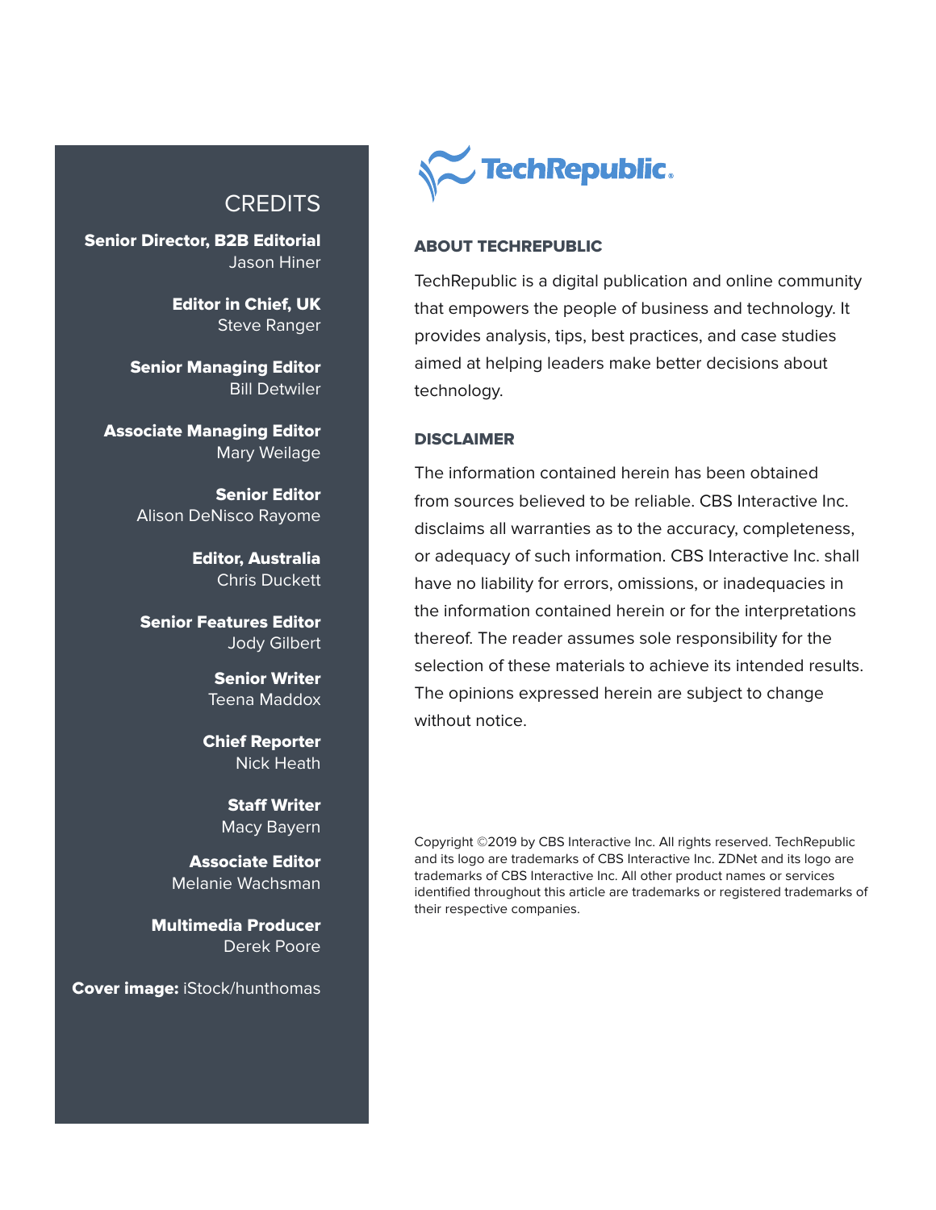## CREDITS

**Senior Director, B2B Editorial**
Jason Hiner

**Editor in Chief, UK**
Steve Ranger

**Senior Managing Editor**
Bill Detwiler

**Associate Managing Editor**
Mary Weilage

**Senior Editor**
Alison DeNisco Rayome

**Editor, Australia**
Chris Duckett

**Senior Features Editor**
Jody Gilbert

**Senior Writer**
Teena Maddox

**Chief Reporter**
Nick Heath

**Staff Writer**
Macy Bayern

**Associate Editor**
Melanie Wachsman

**Multimedia Producer**
Derek Poore

**Cover image:** iStock/hunthomas

TechRepublic

### ABOUT TECHREPUBLIC

TechRepublic is a digital publication and online community that empowers the people of business and technology. It provides analysis, tips, best practices, and case studies aimed at helping leaders make better decisions about technology.

### DISCLAIMER

The information contained herein has been obtained from sources believed to be reliable. CBS Interactive Inc. disclaims all warranties as to the accuracy, completeness, or adequacy of such information. CBS Interactive Inc. shall have no liability for errors, omissions, or inadequacies in the information contained herein or for the interpretations thereof. The reader assumes sole responsibility for the selection of these materials to achieve its intended results. The opinions expressed herein are subject to change without notice.

Copyright ©2019 by CBS Interactive Inc. All rights reserved. TechRepublic and its logo are trademarks of CBS Interactive Inc. ZDNet and its logo are trademarks of CBS Interactive Inc. All other product names or services identified throughout this article are trademarks or registered trademarks of their respective companies.